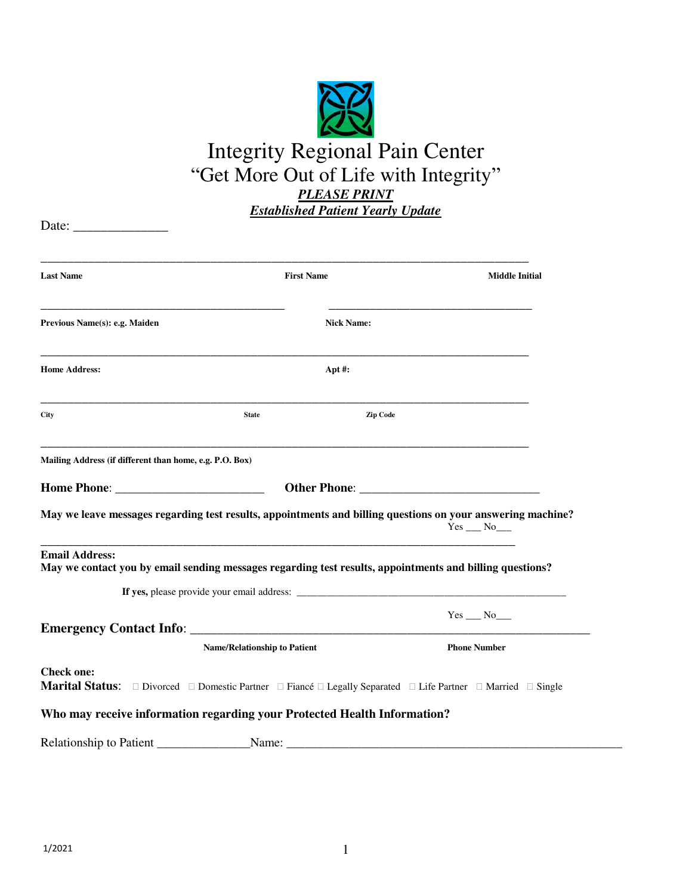# Integrity Regional Pain Center

## "Get More Out of Life with Integrity"

***PLEASE PRINT***

***Established Patient Yearly Update***

Date: ______________

_______________________________________________________________________________

**Last Name** **First Name** **Middle Initial**

_______________________________________ ________________________________

**Previous Name(s): e.g. Maiden** **Nick Name:**

_______________________________________________________________________________

**Home Address:** **Apt #:**

_______________________________________________________________________________

**City** **State** **Zip Code**

_______________________________________________________________________________

**Mailing Address (if different than home, e.g. P.O. Box)**

**Home Phone**: _______________________ **Other Phone**: ____________________________

**May we leave messages regarding test results, appointments and billing questions on your answering machine?**

Yes ___ No___

_____________________________________________________________________________

**Email Address:**

**May we contact you by email sending messages regarding test results, appointments and billing questions?**

**If yes,** please provide your email address: ___________________________________________________

Yes ___ No___

**Emergency Contact Info**: _____________________________________________________________

**Name/Relationship to Patient** **Phone Number**

**Check one:**

**Marital Status**: ☐ Divorced ☐ Domestic Partner ☐ Fiancé ☐ Legally Separated ☐ Life Partner ☐ Married ☐ Single

**Who may receive information regarding your Protected Health Information?**

Relationship to Patient ______________Name: _____________________________________________________

1/2021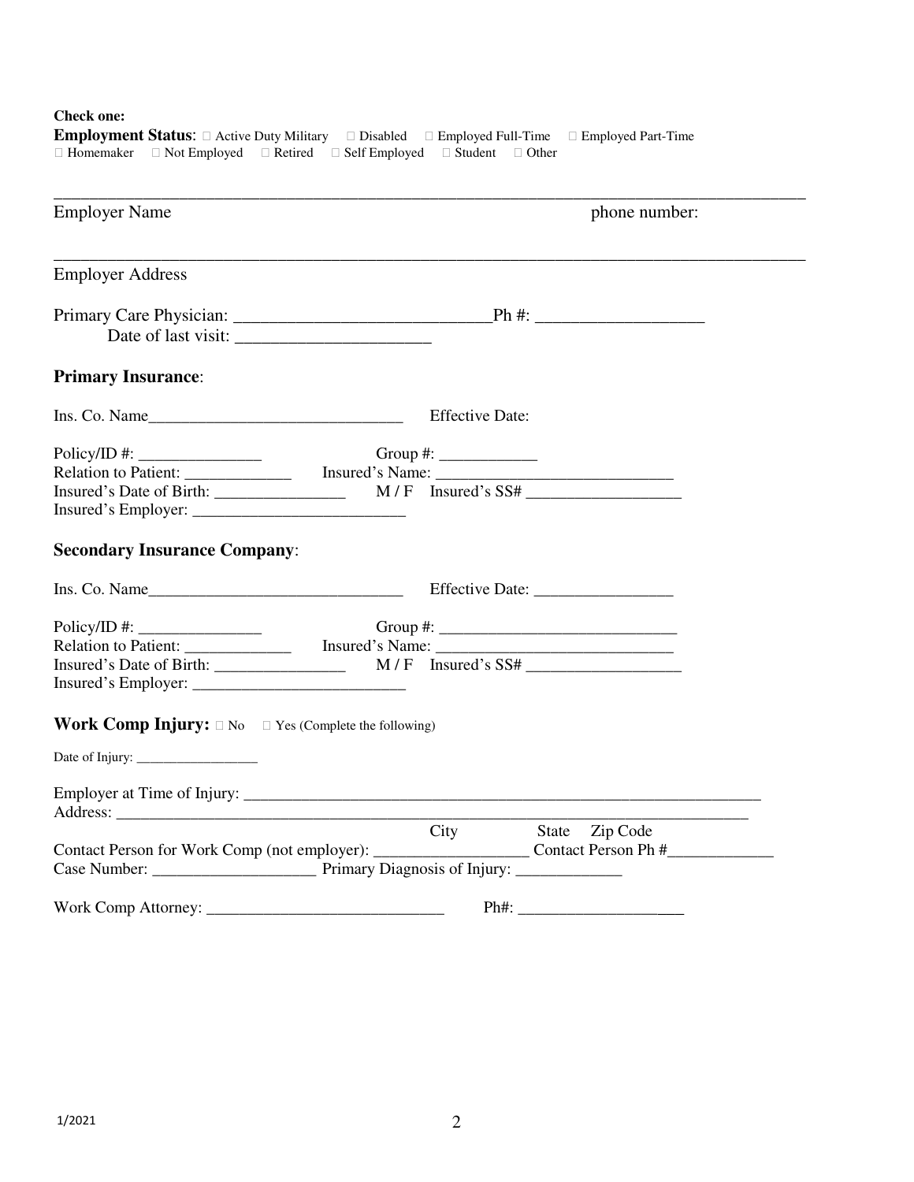**Check one:**
**Employment Status**: ☐ Active Duty Military ☐ Disabled ☐ Employed Full-Time ☐ Employed Part-Time
☐ Homemaker ☐ Not Employed ☐ Retired ☐ Self Employed ☐ Student ☐ Other

_______________________________________________________________________________

Employer Name phone number:

_______________________________________________________________________________

Employer Address

Primary Care Physician: ______________________________Ph #: ___________________
Date of last visit: _______________________

**Primary Insurance**:

Ins. Co. Name_______________________________ Effective Date:

Policy/ID #: _______________ Group #: ____________
Relation to Patient: _____________ Insured's Name: _____________________________
Insured's Date of Birth: ________________ M / F Insured's SS# ___________________
Insured's Employer: __________________________

**Secondary Insurance Company**:

Ins. Co. Name_______________________________ Effective Date: ________________

Policy/ID #: _______________ Group #: _____________________________
Relation to Patient: _____________ Insured's Name: _____________________________
Insured's Date of Birth: ________________ M / F Insured's SS# ___________________
Insured's Employer: __________________________

**Work Comp Injury:** ☐ No ☐ Yes (Complete the following)

Date of Injury: _________________

Employer at Time of Injury: _________________________________________________________________
Address: __________________________________________________________________________
City State Zip Code
Contact Person for Work Comp (not employer): ___________________ Contact Person Ph #_____________
Case Number: ____________________ Primary Diagnosis of Injury: _____________

Work Comp Attorney: _____________________________ Ph#: ____________________

1/2021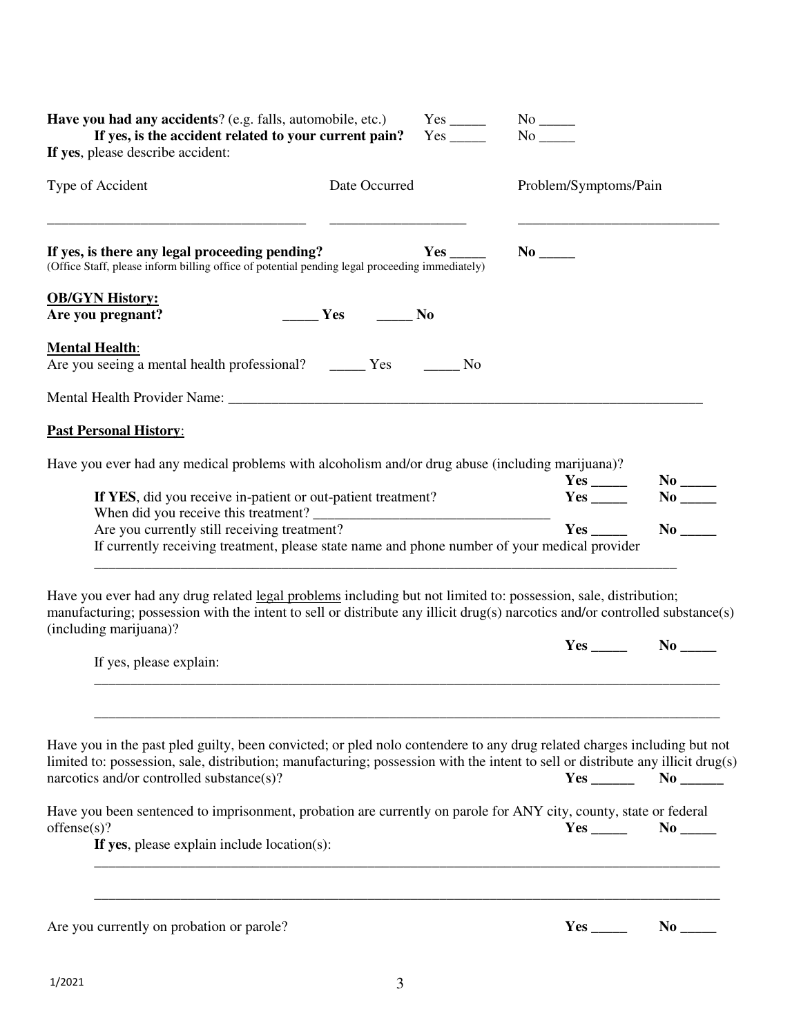**Have you had any accidents**? (e.g. falls, automobile, etc.) Yes _____ No _____

**If yes, is the accident related to your current pain?** Yes _____ No _____

**If yes**, please describe accident:

| Type of Accident | Date Occurred | Problem/Symptoms/Pain |
|---|---|---|
| ___________________________________ | __________________ | ___________________________ |

**If yes, is there any legal proceeding pending?** **Yes _____** **No _____**
(Office Staff, please inform billing office of potential pending legal proceeding immediately)

**OB/GYN History:**

**Are you pregnant?** **_____ Yes** **_____ No**

**Mental Health**:

Are you seeing a mental health professional? _____ Yes _____ No

Mental Health Provider Name: _______________________________________________________________

**Past Personal History**:

Have you ever had any medical problems with alcoholism and/or drug abuse (including marijuana)? **Yes _____** **No _____**

**If YES**, did you receive in-patient or out-patient treatment? **Yes _____** **No _____**

When did you receive this treatment? ________________________________

Are you currently still receiving treatment? **Yes _____** **No _____**

If currently receiving treatment, please state name and phone number of your medical provider

_____________________________________________________________________________________

Have you ever had any drug related legal problems including but not limited to: possession, sale, distribution; manufacturing; possession with the intent to sell or distribute any illicit drug(s) narcotics and/or controlled substance(s) (including marijuana)? **Yes _____** **No _____**

If yes, please explain:

_____________________________________________________________________________________

_____________________________________________________________________________________

Have you in the past pled guilty, been convicted; or pled nolo contendere to any drug related charges including but not limited to: possession, sale, distribution; manufacturing; possession with the intent to sell or distribute any illicit drug(s) narcotics and/or controlled substance(s)? **Yes ______** **No ______**

Have you been sentenced to imprisonment, probation are currently on parole for ANY city, county, state or federal offense(s)? **Yes _____** **No _____**

**If yes**, please explain include location(s):

_____________________________________________________________________________________

_____________________________________________________________________________________

Are you currently on probation or parole? **Yes _____** **No _____**

1/2021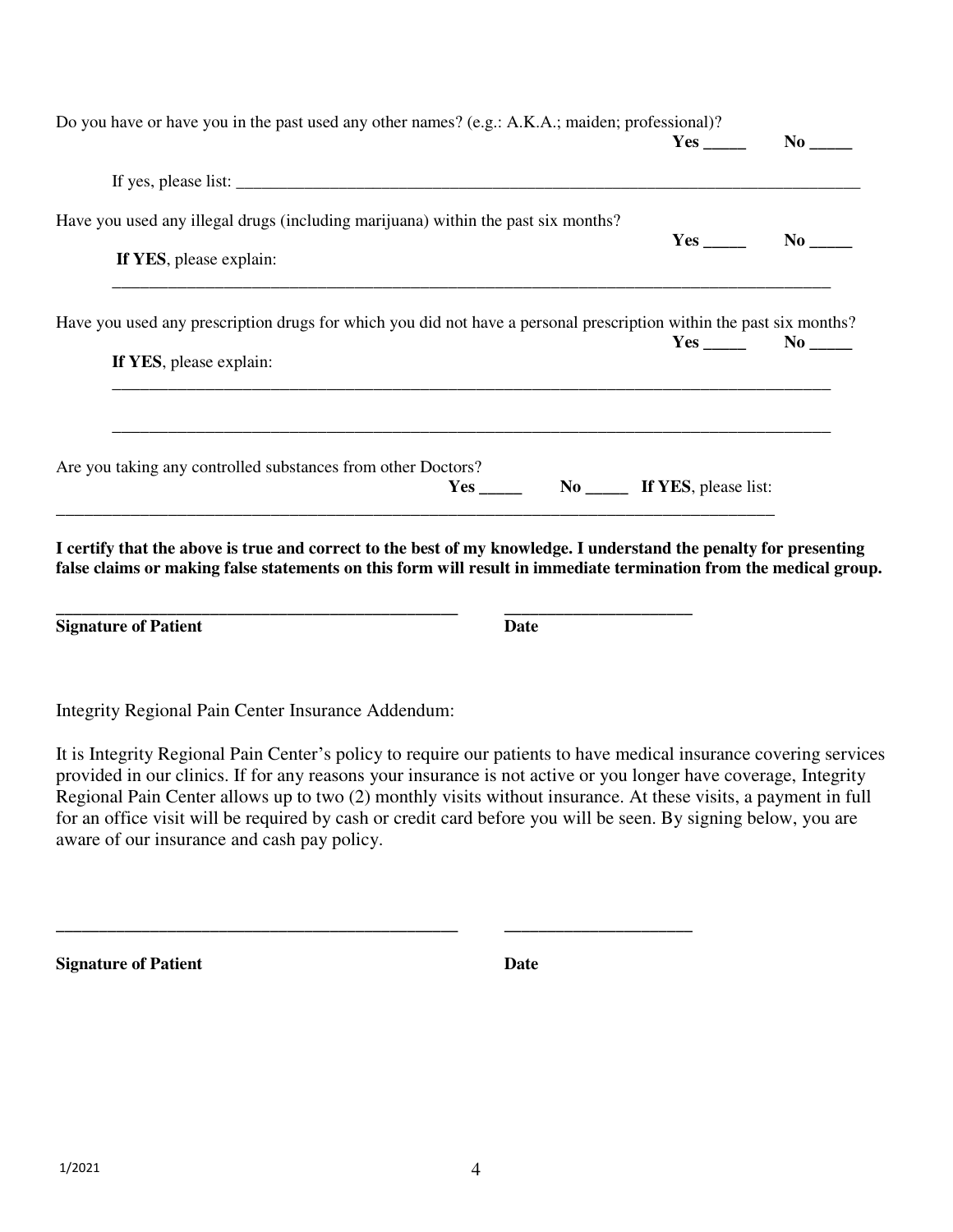Do you have or have you in the past used any other names? (e.g.: A.K.A.; maiden; professional)?

**Yes _____** **No _____**

If yes, please list: ______________________________________________________________________________

Have you used any illegal drugs (including marijuana) within the past six months?

**Yes _____** **No _____**

**If YES**, please explain:

______________________________________________________________________________________

Have you used any prescription drugs for which you did not have a personal prescription within the past six months?

**Yes _____** **No _____**

**If YES**, please explain:

______________________________________________________________________________________

______________________________________________________________________________________

Are you taking any controlled substances from other Doctors?

**Yes _____** **No _____** **If YES**, please list:

______________________________________________________________________________________

**I certify that the above is true and correct to the best of my knowledge. I understand the penalty for presenting false claims or making false statements on this form will result in immediate termination from the medical group.**

**______________________________________________** **_____________________**

**Signature of Patient** **Date**

Integrity Regional Pain Center Insurance Addendum:

It is Integrity Regional Pain Center's policy to require our patients to have medical insurance covering services provided in our clinics. If for any reasons your insurance is not active or you longer have coverage, Integrity Regional Pain Center allows up to two (2) monthly visits without insurance. At these visits, a payment in full for an office visit will be required by cash or credit card before you will be seen. By signing below, you are aware of our insurance and cash pay policy.

**______________________________________________** **_____________________**

**Signature of Patient** **Date**

1/2021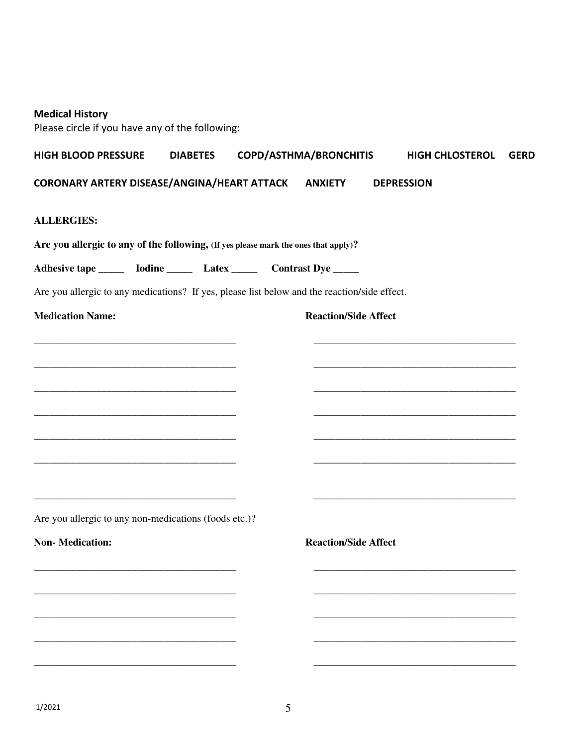**Medical History**

Please circle if you have any of the following:

**HIGH BLOOD PRESSURE    DIABETES    COPD/ASTHMA/BRONCHITIS    HIGH CHLOSTEROL    GERD**

**CORONARY ARTERY DISEASE/ANGINA/HEART ATTACK    ANXIETY    DEPRESSION**

**ALLERGIES:**

**Are you allergic to any of the following, (If yes please mark the ones that apply)?**

**Adhesive tape _____    Iodine _____    Latex _____    Contrast Dye _____**

Are you allergic to any medications? If yes, please list below and the reaction/side effect.

| **Medication Name:** | **Reaction/Side Affect** |
|---|---|
| _______________________________________ | _______________________________________ |
| _______________________________________ | _______________________________________ |
| _______________________________________ | _______________________________________ |
| _______________________________________ | _______________________________________ |
| _______________________________________ | _______________________________________ |
| _______________________________________ | _______________________________________ |
| _______________________________________ | _______________________________________ |

Are you allergic to any non-medications (foods etc.)?

| **Non- Medication:** | **Reaction/Side Affect** |
|---|---|
| _______________________________________ | _______________________________________ |
| _______________________________________ | _______________________________________ |
| _______________________________________ | _______________________________________ |
| _______________________________________ | _______________________________________ |
| _______________________________________ | _______________________________________ |

1/2021